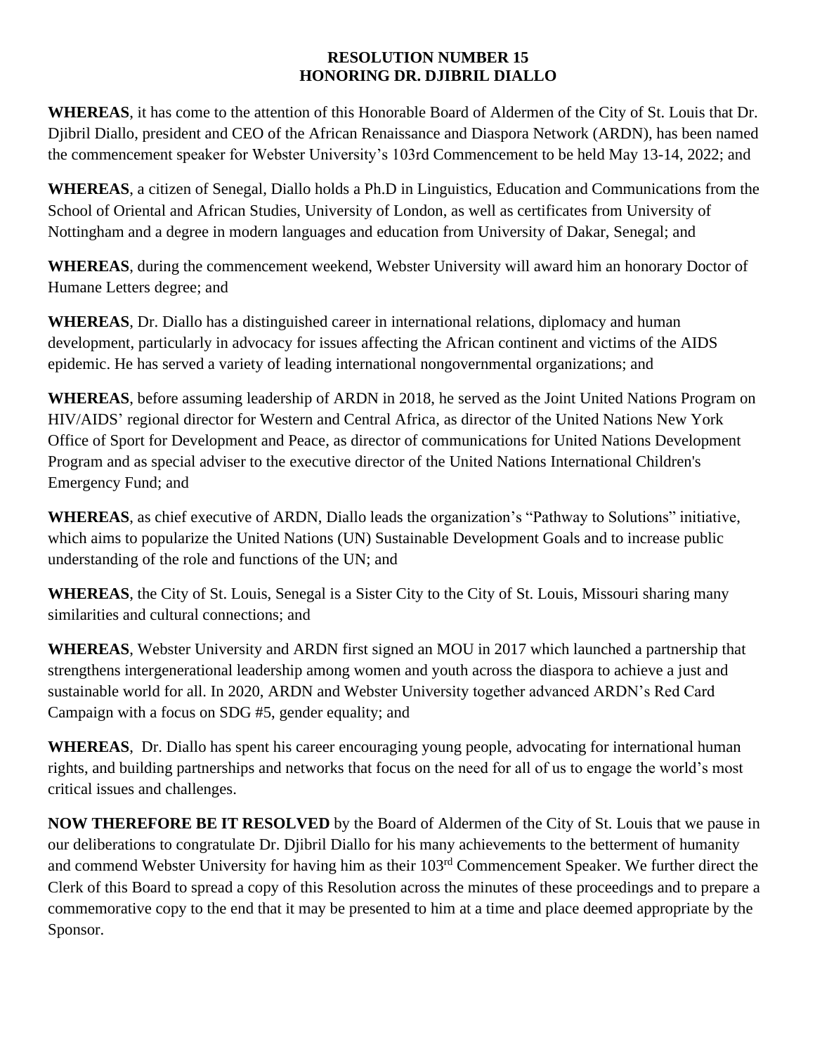**RESOLUTION NUMBER 15**
**HONORING DR. DJIBRIL DIALLO**

**WHEREAS**, it has come to the attention of this Honorable Board of Aldermen of the City of St. Louis that Dr. Djibril Diallo, president and CEO of the African Renaissance and Diaspora Network (ARDN), has been named the commencement speaker for Webster University's 103rd Commencement to be held May 13-14, 2022; and

**WHEREAS**, a citizen of Senegal, Diallo holds a Ph.D in Linguistics, Education and Communications from the School of Oriental and African Studies, University of London, as well as certificates from University of Nottingham and a degree in modern languages and education from University of Dakar, Senegal; and

**WHEREAS**, during the commencement weekend, Webster University will award him an honorary Doctor of Humane Letters degree; and

**WHEREAS**, Dr. Diallo has a distinguished career in international relations, diplomacy and human development, particularly in advocacy for issues affecting the African continent and victims of the AIDS epidemic. He has served a variety of leading international nongovernmental organizations; and

**WHEREAS**, before assuming leadership of ARDN in 2018, he served as the Joint United Nations Program on HIV/AIDS' regional director for Western and Central Africa, as director of the United Nations New York Office of Sport for Development and Peace, as director of communications for United Nations Development Program and as special adviser to the executive director of the United Nations International Children's Emergency Fund; and

**WHEREAS**, as chief executive of ARDN, Diallo leads the organization's "Pathway to Solutions" initiative, which aims to popularize the United Nations (UN) Sustainable Development Goals and to increase public understanding of the role and functions of the UN; and

**WHEREAS**, the City of St. Louis, Senegal is a Sister City to the City of St. Louis, Missouri sharing many similarities and cultural connections; and

**WHEREAS**, Webster University and ARDN first signed an MOU in 2017 which launched a partnership that strengthens intergenerational leadership among women and youth across the diaspora to achieve a just and sustainable world for all. In 2020, ARDN and Webster University together advanced ARDN's Red Card Campaign with a focus on SDG #5, gender equality; and

**WHEREAS**, Dr. Diallo has spent his career encouraging young people, advocating for international human rights, and building partnerships and networks that focus on the need for all of us to engage the world's most critical issues and challenges.

**NOW THEREFORE BE IT RESOLVED** by the Board of Aldermen of the City of St. Louis that we pause in our deliberations to congratulate Dr. Djibril Diallo for his many achievements to the betterment of humanity and commend Webster University for having him as their 103rd Commencement Speaker. We further direct the Clerk of this Board to spread a copy of this Resolution across the minutes of these proceedings and to prepare a commemorative copy to the end that it may be presented to him at a time and place deemed appropriate by the Sponsor.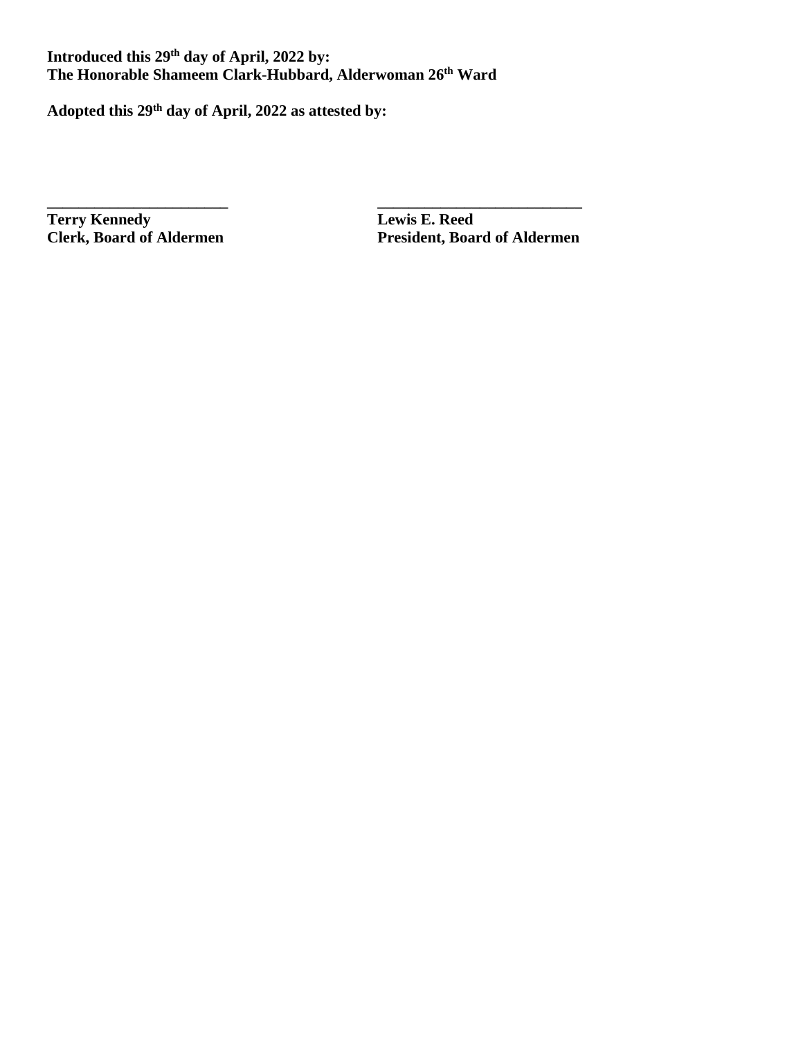**Introduced this 29th day of April, 2022 by:**
**The Honorable Shameem Clark-Hubbard, Alderwoman 26th Ward**

**Adopted this 29th day of April, 2022 as attested by:**

| | |
|---|---|
| **\_\_\_\_\_\_\_\_\_\_\_\_\_\_\_\_\_\_\_\_\_\_** | **\_\_\_\_\_\_\_\_\_\_\_\_\_\_\_\_\_\_\_\_\_\_\_\_\_** |
| **Terry Kennedy** | **Lewis E. Reed** |
| **Clerk, Board of Aldermen** | **President, Board of Aldermen** |